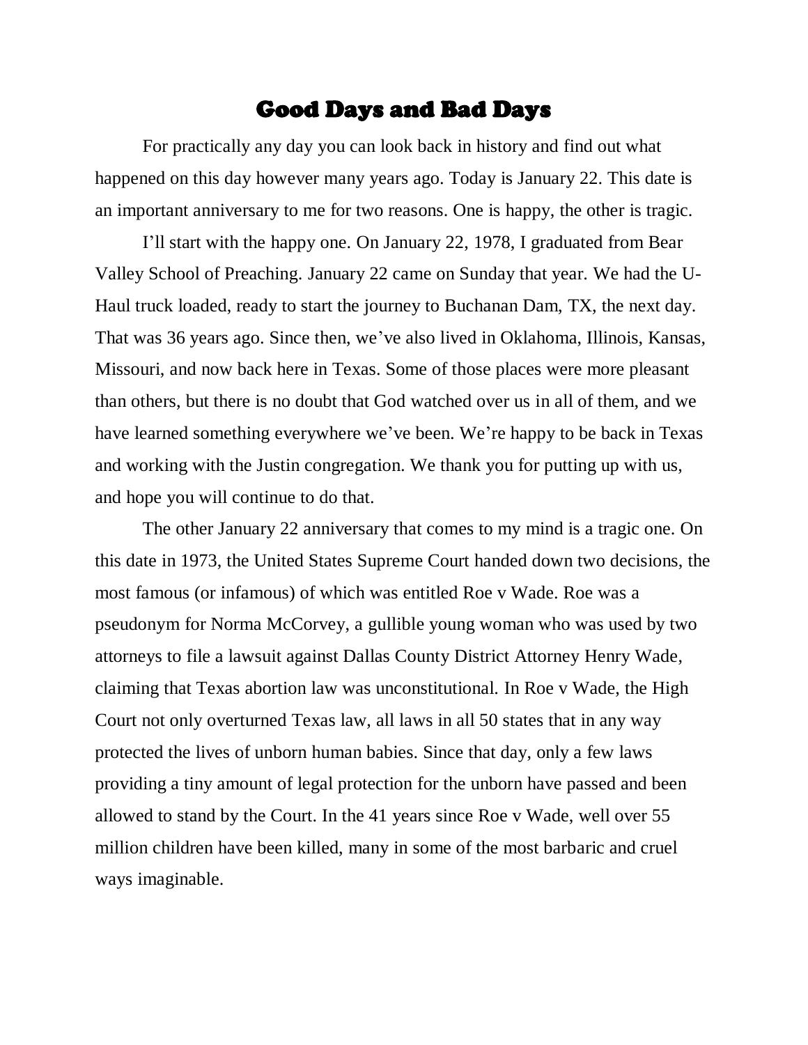# Good Days and Bad Days

For practically any day you can look back in history and find out what happened on this day however many years ago. Today is January 22. This date is an important anniversary to me for two reasons. One is happy, the other is tragic.

I'll start with the happy one. On January 22, 1978, I graduated from Bear Valley School of Preaching. January 22 came on Sunday that year. We had the U-Haul truck loaded, ready to start the journey to Buchanan Dam, TX, the next day. That was 36 years ago. Since then, we've also lived in Oklahoma, Illinois, Kansas, Missouri, and now back here in Texas. Some of those places were more pleasant than others, but there is no doubt that God watched over us in all of them, and we have learned something everywhere we've been. We're happy to be back in Texas and working with the Justin congregation. We thank you for putting up with us, and hope you will continue to do that.

The other January 22 anniversary that comes to my mind is a tragic one. On this date in 1973, the United States Supreme Court handed down two decisions, the most famous (or infamous) of which was entitled Roe v Wade. Roe was a pseudonym for Norma McCorvey, a gullible young woman who was used by two attorneys to file a lawsuit against Dallas County District Attorney Henry Wade, claiming that Texas abortion law was unconstitutional. In Roe v Wade, the High Court not only overturned Texas law, all laws in all 50 states that in any way protected the lives of unborn human babies. Since that day, only a few laws providing a tiny amount of legal protection for the unborn have passed and been allowed to stand by the Court. In the 41 years since Roe v Wade, well over 55 million children have been killed, many in some of the most barbaric and cruel ways imaginable.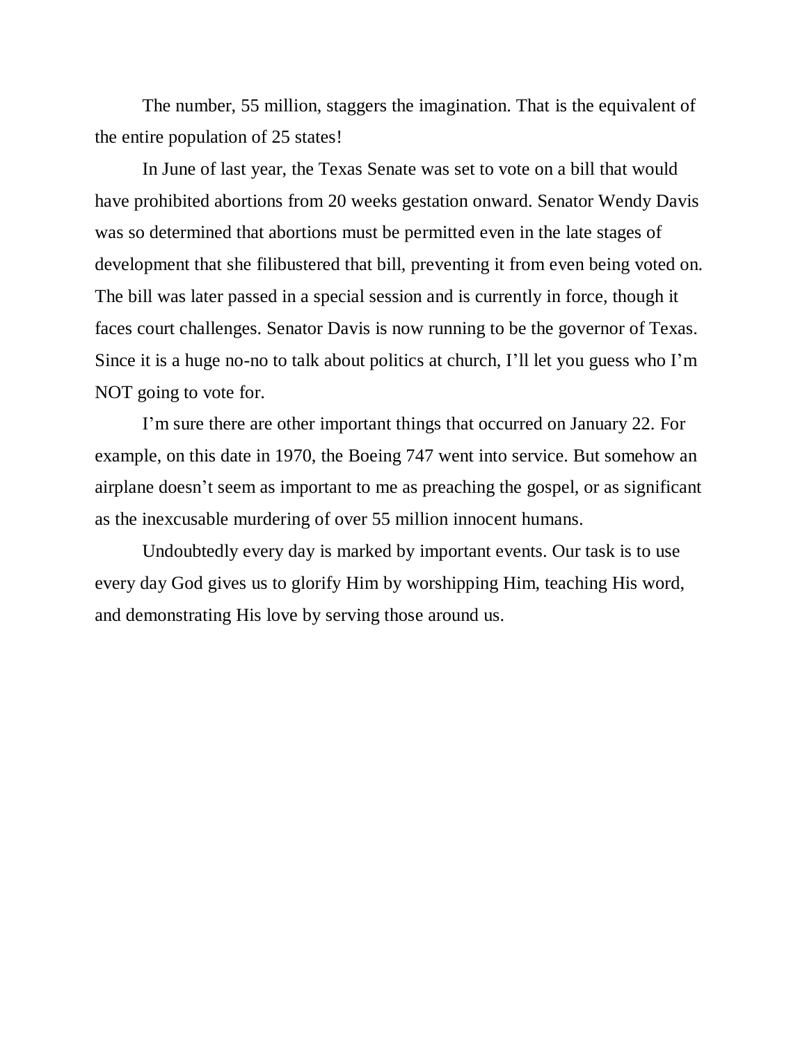The number, 55 million, staggers the imagination. That is the equivalent of the entire population of 25 states!

In June of last year, the Texas Senate was set to vote on a bill that would have prohibited abortions from 20 weeks gestation onward. Senator Wendy Davis was so determined that abortions must be permitted even in the late stages of development that she filibustered that bill, preventing it from even being voted on. The bill was later passed in a special session and is currently in force, though it faces court challenges. Senator Davis is now running to be the governor of Texas. Since it is a huge no-no to talk about politics at church, I'll let you guess who I'm NOT going to vote for.

I'm sure there are other important things that occurred on January 22. For example, on this date in 1970, the Boeing 747 went into service. But somehow an airplane doesn't seem as important to me as preaching the gospel, or as significant as the inexcusable murdering of over 55 million innocent humans.

Undoubtedly every day is marked by important events. Our task is to use every day God gives us to glorify Him by worshipping Him, teaching His word, and demonstrating His love by serving those around us.